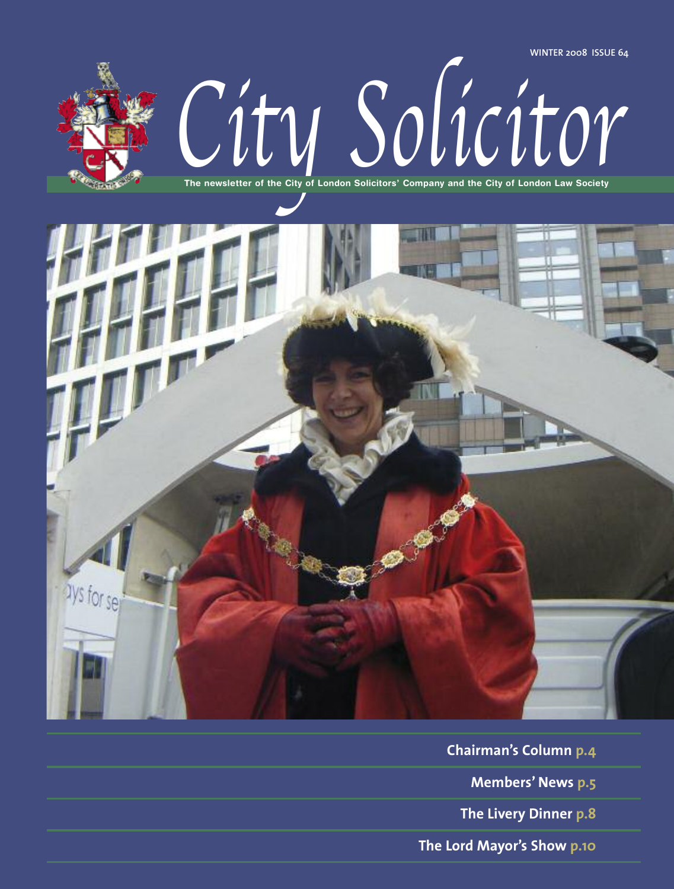WINTER 2008 ISSUE 64

# City Solicitor

**The newsletter of the City of London Solicitors' Company and the City of London Law Society**

**Chairman's Column p.4**

**Members' News p.5**

**The Livery Dinner p.8**

**The Lord Mayor's Show p.10**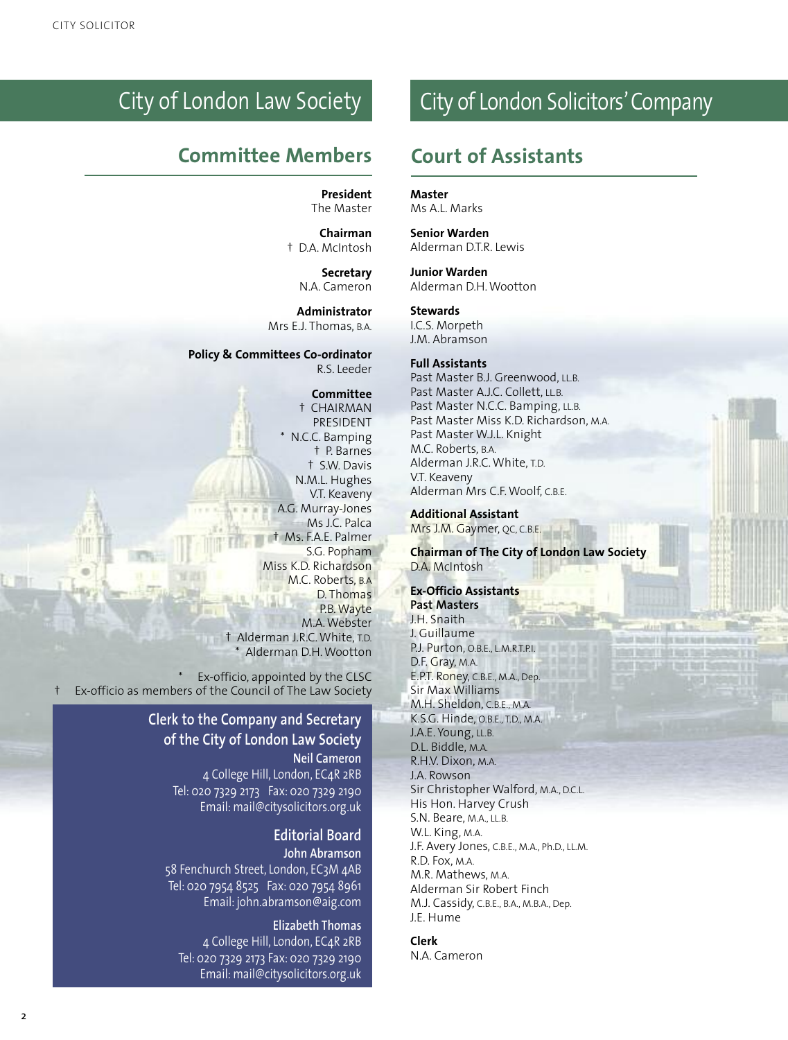# City of London Law Society

## Committee Members

**President**
The Master

**Chairman**
† D.A. McIntosh

**Secretary**
N.A. Cameron

**Administrator**
Mrs E.J. Thomas, B.A.

**Policy & Committees Co-ordinator**
R.S. Leeder

**Committee**
† CHAIRMAN
PRESIDENT
* N.C.C. Bamping
† P. Barnes
† S.W. Davis
N.M.L. Hughes
V.T. Keaveny
A.G. Murray-Jones
Ms J.C. Palca
† Ms. F.A.E. Palmer
S.G. Popham
Miss K.D. Richardson
M.C. Roberts, B.A
D. Thomas
P.B. Wayte
M.A. Webster
† Alderman J.R.C. White, T.D.
* Alderman D.H. Wootton

* Ex-officio, appointed by the CLSC
† Ex-officio as members of the Council of The Law Society

### Clerk to the Company and Secretary of the City of London Law Society

**Neil Cameron**
4 College Hill, London, EC4R 2RB
Tel: 020 7329 2173 Fax: 020 7329 2190
Email: mail@citysolicitors.org.uk

### Editorial Board

**John Abramson**
58 Fenchurch Street, London, EC3M 4AB
Tel: 020 7954 8525 Fax: 020 7954 8961
Email: john.abramson@aig.com

**Elizabeth Thomas**
4 College Hill, London, EC4R 2RB
Tel: 020 7329 2173 Fax: 020 7329 2190
Email: mail@citysolicitors.org.uk

# City of London Solicitors' Company

## Court of Assistants

**Master**
Ms A.L. Marks

**Senior Warden**
Alderman D.T.R. Lewis

**Junior Warden**
Alderman D.H. Wootton

**Stewards**
I.C.S. Morpeth
J.M. Abramson

**Full Assistants**
Past Master B.J. Greenwood, LL.B.
Past Master A.J.C. Collett, LL.B.
Past Master N.C.C. Bamping, LL.B.
Past Master Miss K.D. Richardson, M.A.
Past Master W.J.L. Knight
M.C. Roberts, B.A.
Alderman J.R.C. White, T.D.
V.T. Keaveny
Alderman Mrs C.F. Woolf, C.B.E.

**Additional Assistant**
Mrs J.M. Gaymer, QC, C.B.E.

**Chairman of The City of London Law Society**
D.A. McIntosh

**Ex-Officio Assistants**
**Past Masters**
J.H. Snaith
J. Guillaume
P.J. Purton, O.B.E., L.M.R.T.P.I.
D.F. Gray, M.A.
E.P.T. Roney, C.B.E., M.A., Dep.
Sir Max Williams
M.H. Sheldon, C.B.E., M.A.
K.S.G. Hinde, O.B.E., T.D., M.A.
J.A.E. Young, LL.B.
D.L. Biddle, M.A.
R.H.V. Dixon, M.A.
J.A. Rowson
Sir Christopher Walford, M.A., D.C.L.
His Hon. Harvey Crush
S.N. Beare, M.A., LL.B.
W.L. King, M.A.
J.F. Avery Jones, C.B.E., M.A., Ph.D., LL.M.
R.D. Fox, M.A.
M.R. Mathews, M.A.
Alderman Sir Robert Finch
M.J. Cassidy, C.B.E., B.A., M.B.A., Dep.
J.E. Hume

**Clerk**
N.A. Cameron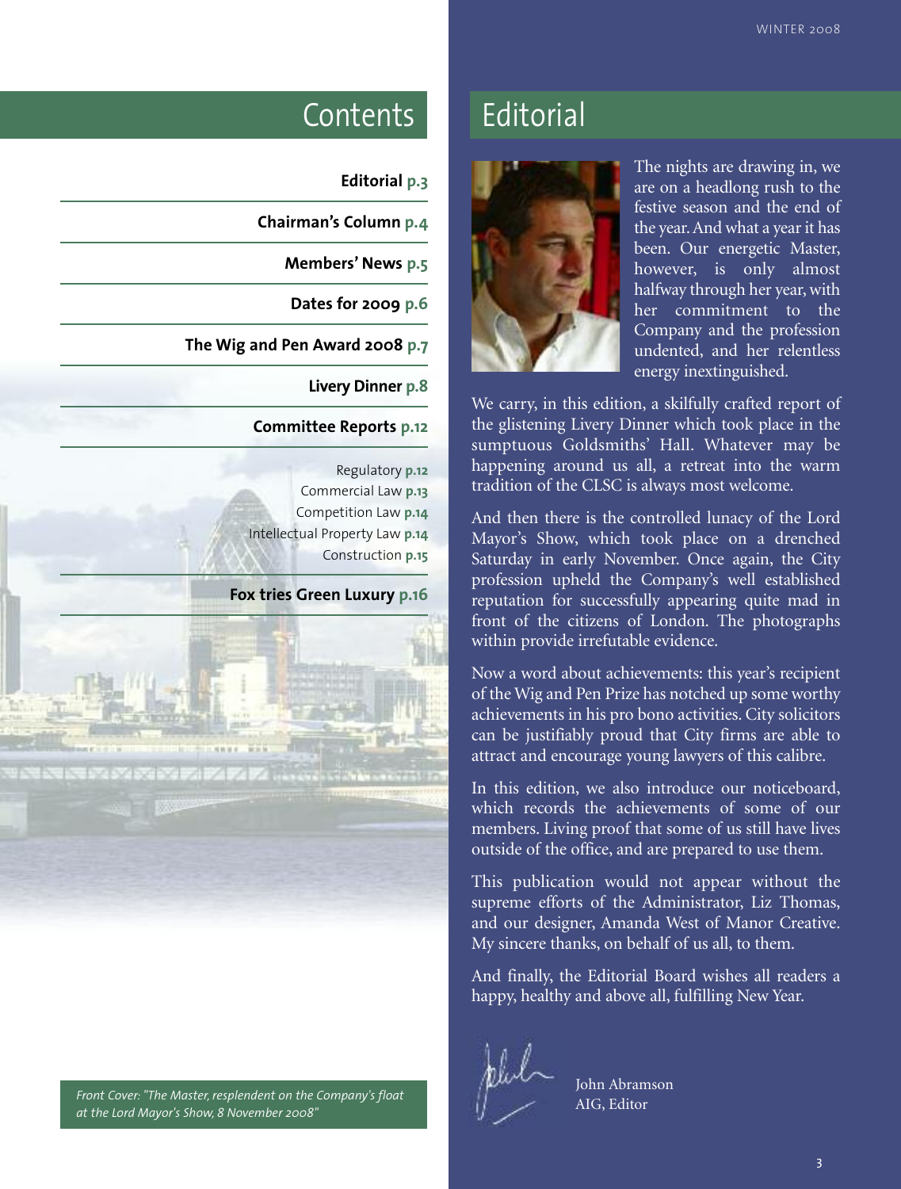# Contents

**Editorial** p.3

**Chairman's Column** p.4

**Members' News** p.5

**Dates for 2009** p.6

**The Wig and Pen Award 2008** p.7

**Livery Dinner** p.8

**Committee Reports** p.12

- Regulatory p.12
- Commercial Law p.13
- Competition Law p.14
- Intellectual Property Law p.14
- Construction p.15

**Fox tries Green Luxury** p.16

*Front Cover: "The Master, resplendent on the Company's float at the Lord Mayor's Show, 8 November 2008"*

# Editorial

The nights are drawing in, we are on a headlong rush to the festive season and the end of the year. And what a year it has been. Our energetic Master, however, is only almost halfway through her year, with her commitment to the Company and the profession undented, and her relentless energy inextinguished.

We carry, in this edition, a skilfully crafted report of the glistening Livery Dinner which took place in the sumptuous Goldsmiths' Hall. Whatever may be happening around us all, a retreat into the warm tradition of the CLSC is always most welcome.

And then there is the controlled lunacy of the Lord Mayor's Show, which took place on a drenched Saturday in early November. Once again, the City profession upheld the Company's well established reputation for successfully appearing quite mad in front of the citizens of London. The photographs within provide irrefutable evidence.

Now a word about achievements: this year's recipient of the Wig and Pen Prize has notched up some worthy achievements in his pro bono activities. City solicitors can be justifiably proud that City firms are able to attract and encourage young lawyers of this calibre.

In this edition, we also introduce our noticeboard, which records the achievements of some of our members. Living proof that some of us still have lives outside of the office, and are prepared to use them.

This publication would not appear without the supreme efforts of the Administrator, Liz Thomas, and our designer, Amanda West of Manor Creative. My sincere thanks, on behalf of us all, to them.

And finally, the Editorial Board wishes all readers a happy, healthy and above all, fulfilling New Year.

John Abramson
AIG, Editor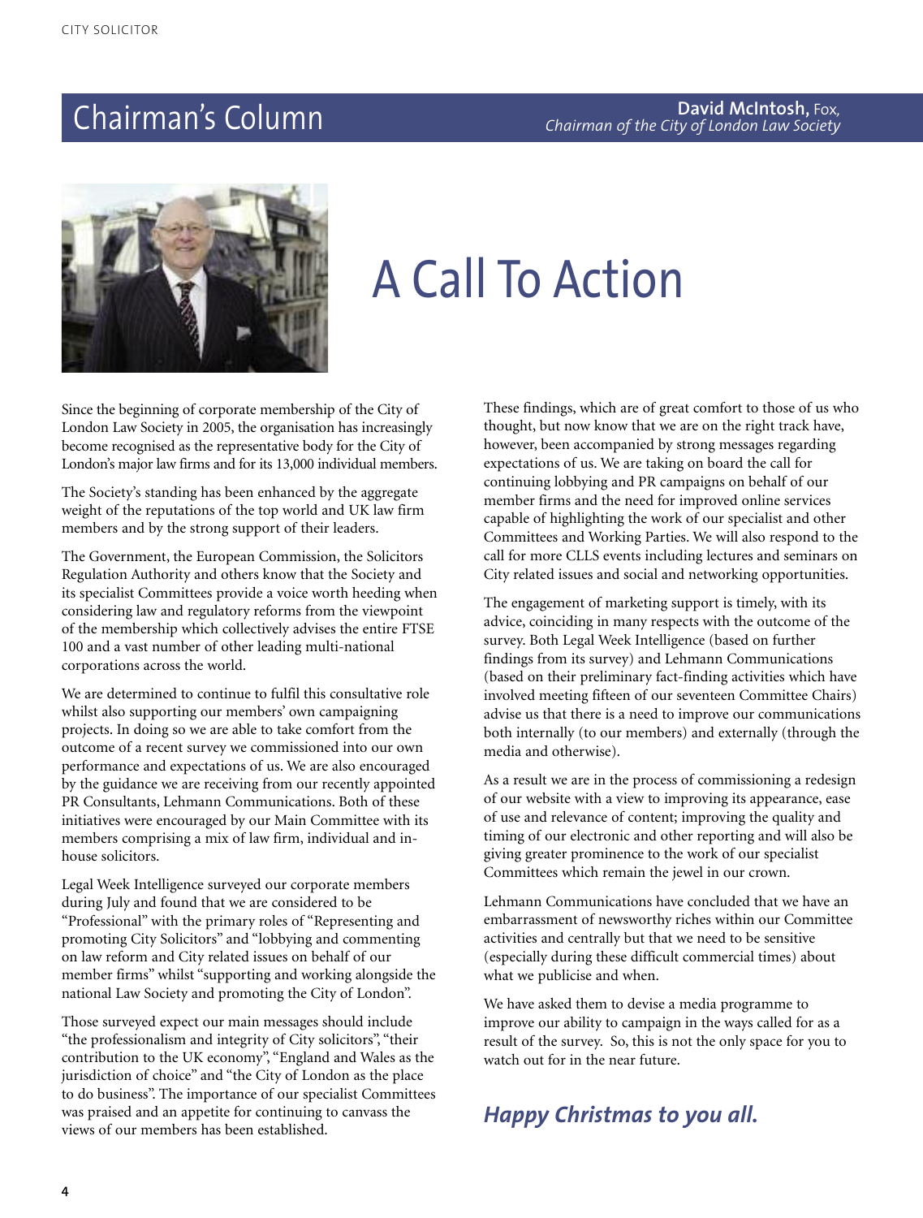## Chairman's Column

**David McIntosh,** Fox,
*Chairman of the City of London Law Society*

# A Call To Action

Since the beginning of corporate membership of the City of London Law Society in 2005, the organisation has increasingly become recognised as the representative body for the City of London's major law firms and for its 13,000 individual members.

The Society's standing has been enhanced by the aggregate weight of the reputations of the top world and UK law firm members and by the strong support of their leaders.

The Government, the European Commission, the Solicitors Regulation Authority and others know that the Society and its specialist Committees provide a voice worth heeding when considering law and regulatory reforms from the viewpoint of the membership which collectively advises the entire FTSE 100 and a vast number of other leading multi-national corporations across the world.

We are determined to continue to fulfil this consultative role whilst also supporting our members' own campaigning projects. In doing so we are able to take comfort from the outcome of a recent survey we commissioned into our own performance and expectations of us. We are also encouraged by the guidance we are receiving from our recently appointed PR Consultants, Lehmann Communications. Both of these initiatives were encouraged by our Main Committee with its members comprising a mix of law firm, individual and in-house solicitors.

Legal Week Intelligence surveyed our corporate members during July and found that we are considered to be "Professional" with the primary roles of "Representing and promoting City Solicitors" and "lobbying and commenting on law reform and City related issues on behalf of our member firms" whilst "supporting and working alongside the national Law Society and promoting the City of London".

Those surveyed expect our main messages should include "the professionalism and integrity of City solicitors", "their contribution to the UK economy", "England and Wales as the jurisdiction of choice" and "the City of London as the place to do business". The importance of our specialist Committees was praised and an appetite for continuing to canvass the views of our members has been established.

These findings, which are of great comfort to those of us who thought, but now know that we are on the right track have, however, been accompanied by strong messages regarding expectations of us. We are taking on board the call for continuing lobbying and PR campaigns on behalf of our member firms and the need for improved online services capable of highlighting the work of our specialist and other Committees and Working Parties. We will also respond to the call for more CLLS events including lectures and seminars on City related issues and social and networking opportunities.

The engagement of marketing support is timely, with its advice, coinciding in many respects with the outcome of the survey. Both Legal Week Intelligence (based on further findings from its survey) and Lehmann Communications (based on their preliminary fact-finding activities which have involved meeting fifteen of our seventeen Committee Chairs) advise us that there is a need to improve our communications both internally (to our members) and externally (through the media and otherwise).

As a result we are in the process of commissioning a redesign of our website with a view to improving its appearance, ease of use and relevance of content; improving the quality and timing of our electronic and other reporting and will also be giving greater prominence to the work of our specialist Committees which remain the jewel in our crown.

Lehmann Communications have concluded that we have an embarrassment of newsworthy riches within our Committee activities and centrally but that we need to be sensitive (especially during these difficult commercial times) about what we publicise and when.

We have asked them to devise a media programme to improve our ability to campaign in the ways called for as a result of the survey. So, this is not the only space for you to watch out for in the near future.

***Happy Christmas to you all.***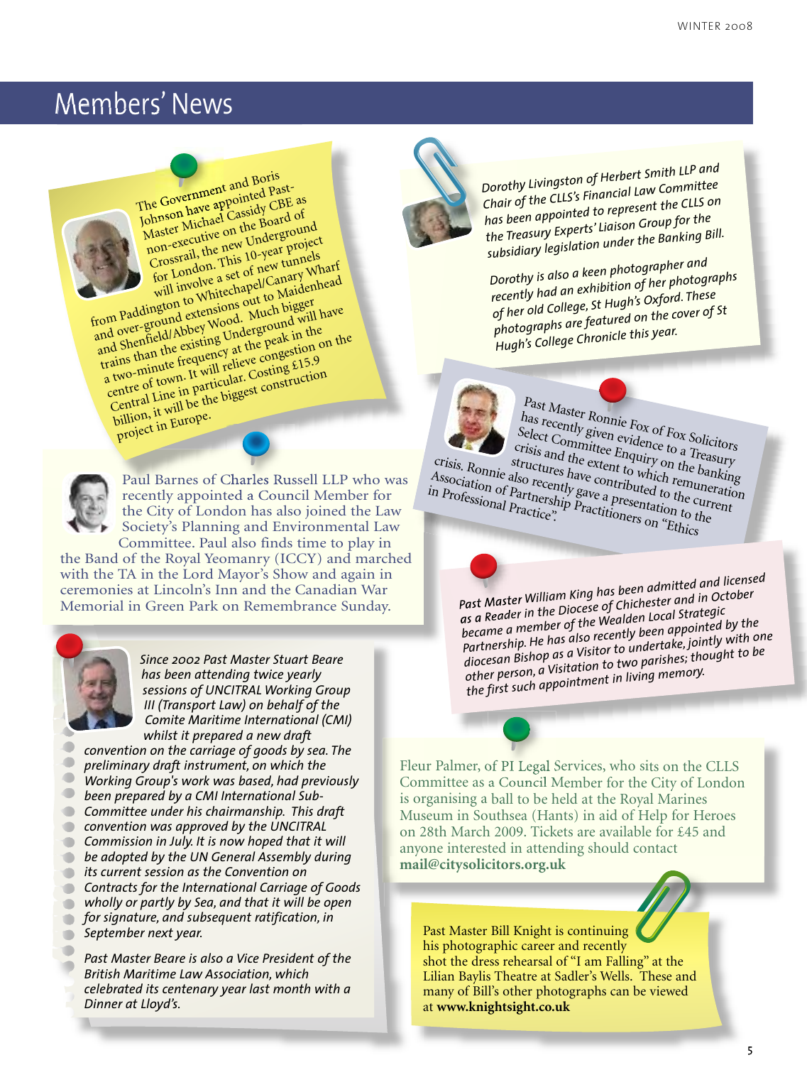# Members' News

The Government and Boris Johnson have appointed Past-Master Michael Cassidy CBE as non-executive on the Board of Crossrail, the new Underground for London. This 10-year project will involve a set of new tunnels from Paddington to Whitechapel/Canary Wharf and over-ground extensions out to Maidenhead and Shenfield/Abbey Wood. Much bigger trains than the existing Underground will have a two-minute frequency at the peak in the centre of town. It will relieve congestion on the Central Line in particular. Costing £15.9 billion, it will be the biggest construction project in Europe.

Paul Barnes of Charles Russell LLP who was recently appointed a Council Member for the City of London has also joined the Law Society's Planning and Environmental Law Committee. Paul also finds time to play in the Band of the Royal Yeomanry (ICCY) and marched with the TA in the Lord Mayor's Show and again in ceremonies at Lincoln's Inn and the Canadian War Memorial in Green Park on Remembrance Sunday.

*Since 2002 Past Master Stuart Beare has been attending twice yearly sessions of UNCITRAL Working Group III (Transport Law) on behalf of the Comite Maritime International (CMI) whilst it prepared a new draft convention on the carriage of goods by sea. The preliminary draft instrument, on which the Working Group's work was based, had previously been prepared by a CMI International Sub-Committee under his chairmanship. This draft convention was approved by the UNCITRAL Commission in July. It is now hoped that it will be adopted by the UN General Assembly during its current session as the Convention on Contracts for the International Carriage of Goods wholly or partly by Sea, and that it will be open for signature, and subsequent ratification, in September next year.*

*Past Master Beare is also a Vice President of the British Maritime Law Association, which celebrated its centenary year last month with a Dinner at Lloyd's.*

*Dorothy Livingston of Herbert Smith LLP and Chair of the CLLS's Financial Law Committee has been appointed to represent the CLLS on the Treasury Experts' Liaison Group for the subsidiary legislation under the Banking Bill.*

*Dorothy is also a keen photographer and recently had an exhibition of her photographs of her old College, St Hugh's Oxford. These photographs are featured on the cover of St Hugh's College Chronicle this year.*

Past Master Ronnie Fox of Fox Solicitors has recently given evidence to a Treasury Select Committee Enquiry on the banking crisis and the extent to which remuneration structures have contributed to the current crisis. Ronnie also recently gave a presentation to the Association of Partnership Practitioners on "Ethics in Professional Practice".

*Past Master William King has been admitted and licensed as a Reader in the Diocese of Chichester and in October became a member of the Wealden Local Strategic Partnership. He has also recently been appointed by the diocesan Bishop as a Visitor to undertake, jointly with one other person, a Visitation to two parishes; thought to be the first such appointment in living memory.*

Fleur Palmer, of PI Legal Services, who sits on the CLLS Committee as a Council Member for the City of London is organising a ball to be held at the Royal Marines Museum in Southsea (Hants) in aid of Help for Heroes on 28th March 2009. Tickets are available for £45 and anyone interested in attending should contact **mail@citysolicitors.org.uk**

Past Master Bill Knight is continuing his photographic career and recently shot the dress rehearsal of "I am Falling" at the Lilian Baylis Theatre at Sadler's Wells. These and many of Bill's other photographs can be viewed at **www.knightsight.co.uk**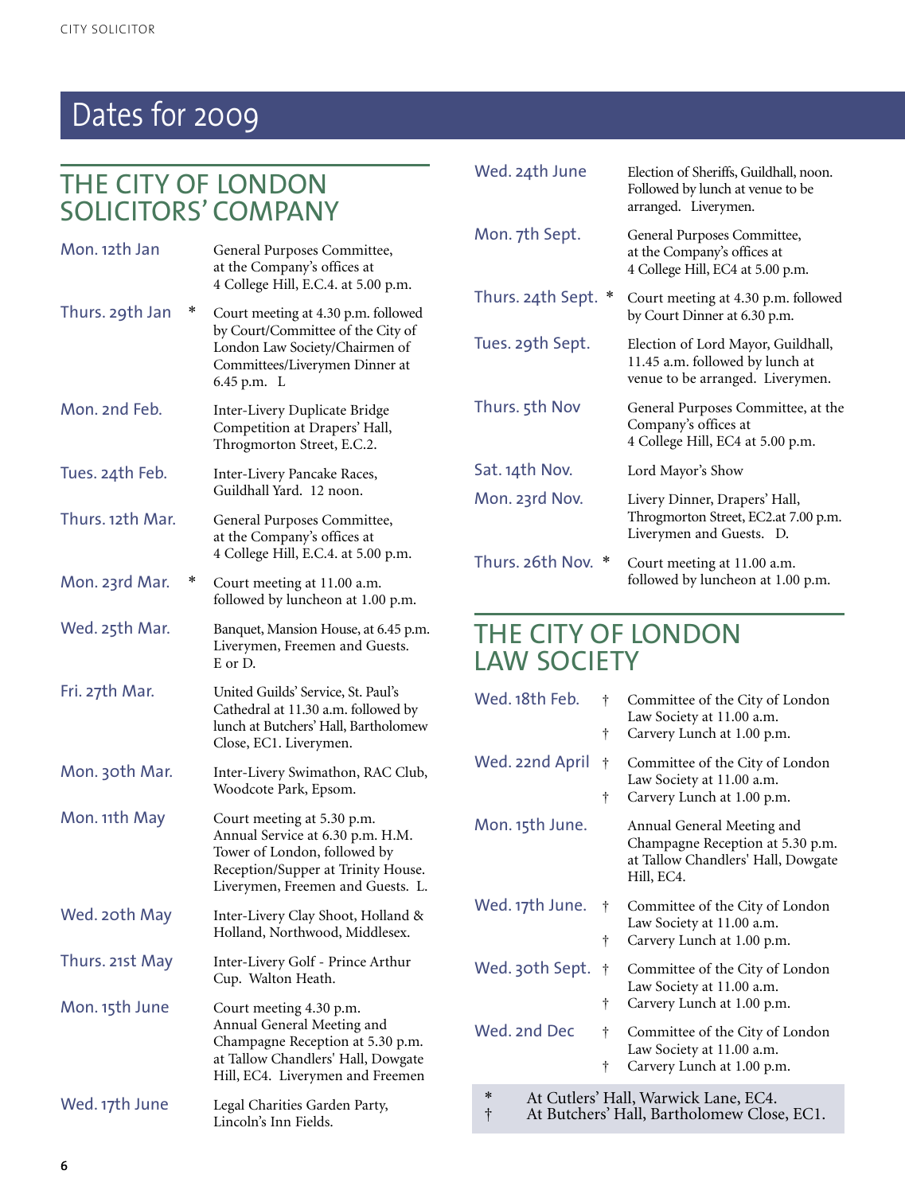# Dates for 2009

## THE CITY OF LONDON SOLICITORS' COMPANY

| Date | | Event |
|---|---|---|
| Mon. 12th Jan | | General Purposes Committee, at the Company's offices at 4 College Hill, E.C.4. at 5.00 p.m. |
| Thurs. 29th Jan | * | Court meeting at 4.30 p.m. followed by Court/Committee of the City of London Law Society/Chairmen of Committees/Liverymen Dinner at 6.45 p.m. L |
| Mon. 2nd Feb. | | Inter-Livery Duplicate Bridge Competition at Drapers' Hall, Throgmorton Street, E.C.2. |
| Tues. 24th Feb. | | Inter-Livery Pancake Races, Guildhall Yard. 12 noon. |
| Thurs. 12th Mar. | | General Purposes Committee, at the Company's offices at 4 College Hill, E.C.4. at 5.00 p.m. |
| Mon. 23rd Mar. | * | Court meeting at 11.00 a.m. followed by luncheon at 1.00 p.m. |
| Wed. 25th Mar. | | Banquet, Mansion House, at 6.45 p.m. Liverymen, Freemen and Guests. E or D. |
| Fri. 27th Mar. | | United Guilds' Service, St. Paul's Cathedral at 11.30 a.m. followed by lunch at Butchers' Hall, Bartholomew Close, EC1. Liverymen. |
| Mon. 30th Mar. | | Inter-Livery Swimathon, RAC Club, Woodcote Park, Epsom. |
| Mon. 11th May | | Court meeting at 5.30 p.m. Annual Service at 6.30 p.m. H.M. Tower of London, followed by Reception/Supper at Trinity House. Liverymen, Freemen and Guests. L. |
| Wed. 20th May | | Inter-Livery Clay Shoot, Holland & Holland, Northwood, Middlesex. |
| Thurs. 21st May | | Inter-Livery Golf - Prince Arthur Cup. Walton Heath. |
| Mon. 15th June | | Court meeting 4.30 p.m. Annual General Meeting and Champagne Reception at 5.30 p.m. at Tallow Chandlers' Hall, Dowgate Hill, EC4. Liverymen and Freemen |
| Wed. 17th June | | Legal Charities Garden Party, Lincoln's Inn Fields. |
| Wed. 24th June | | Election of Sheriffs, Guildhall, noon. Followed by lunch at venue to be arranged. Liverymen. |
| Mon. 7th Sept. | | General Purposes Committee, at the Company's offices at 4 College Hill, EC4 at 5.00 p.m. |
| Thurs. 24th Sept. | * | Court meeting at 4.30 p.m. followed by Court Dinner at 6.30 p.m. |
| Tues. 29th Sept. | | Election of Lord Mayor, Guildhall, 11.45 a.m. followed by lunch at venue to be arranged. Liverymen. |
| Thurs. 5th Nov | | General Purposes Committee, at the Company's offices at 4 College Hill, EC4 at 5.00 p.m. |
| Sat. 14th Nov. | | Lord Mayor's Show |
| Mon. 23rd Nov. | | Livery Dinner, Drapers' Hall, Throgmorton Street, EC2.at 7.00 p.m. Liverymen and Guests. D. |
| Thurs. 26th Nov. | * | Court meeting at 11.00 a.m. followed by luncheon at 1.00 p.m. |

## THE CITY OF LONDON LAW SOCIETY

| Date | | Event |
|---|---|---|
| Wed. 18th Feb. | † | Committee of the City of London Law Society at 11.00 a.m. |
| | † | Carvery Lunch at 1.00 p.m. |
| Wed. 22nd April | † | Committee of the City of London Law Society at 11.00 a.m. |
| | † | Carvery Lunch at 1.00 p.m. |
| Mon. 15th June. | | Annual General Meeting and Champagne Reception at 5.30 p.m. at Tallow Chandlers' Hall, Dowgate Hill, EC4. |
| Wed. 17th June. | † | Committee of the City of London Law Society at 11.00 a.m. |
| | † | Carvery Lunch at 1.00 p.m. |
| Wed. 30th Sept. | † | Committee of the City of London Law Society at 11.00 a.m. |
| | † | Carvery Lunch at 1.00 p.m. |
| Wed. 2nd Dec | † | Committee of the City of London Law Society at 11.00 a.m. |
| | † | Carvery Lunch at 1.00 p.m. |

\* At Cutlers' Hall, Warwick Lane, EC4.
† At Butchers' Hall, Bartholomew Close, EC1.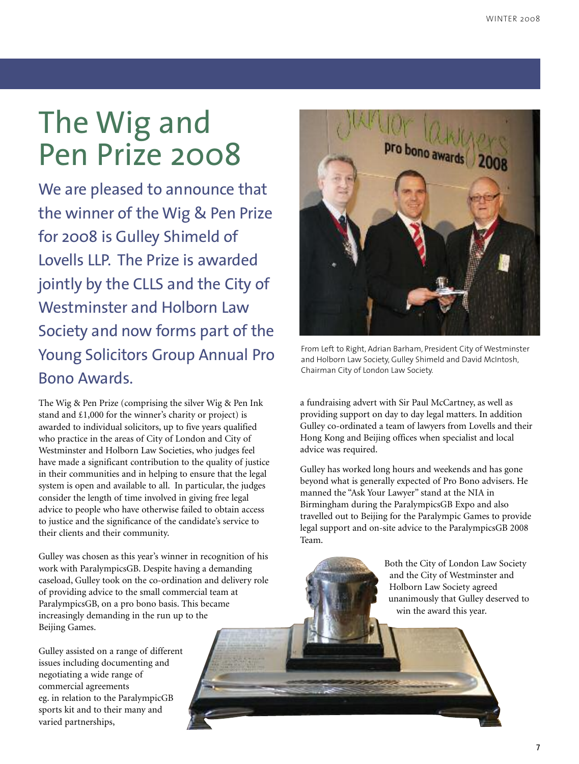# The Wig and Pen Prize 2008

## We are pleased to announce that the winner of the Wig & Pen Prize for 2008 is Gulley Shimeld of Lovells LLP. The Prize is awarded jointly by the CLLS and the City of Westminster and Holborn Law Society and now forms part of the Young Solicitors Group Annual Pro Bono Awards.

From Left to Right, Adrian Barham, President City of Westminster and Holborn Law Society, Gulley Shimeld and David McIntosh, Chairman City of London Law Society.

The Wig & Pen Prize (comprising the silver Wig & Pen Ink stand and £1,000 for the winner's charity or project) is awarded to individual solicitors, up to five years qualified who practice in the areas of City of London and City of Westminster and Holborn Law Societies, who judges feel have made a significant contribution to the quality of justice in their communities and in helping to ensure that the legal system is open and available to all. In particular, the judges consider the length of time involved in giving free legal advice to people who have otherwise failed to obtain access to justice and the significance of the candidate's service to their clients and their community.

Gulley was chosen as this year's winner in recognition of his work with ParalympicsGB. Despite having a demanding caseload, Gulley took on the co-ordination and delivery role of providing advice to the small commercial team at ParalympicsGB, on a pro bono basis. This became increasingly demanding in the run up to the Beijing Games.

Gulley assisted on a range of different issues including documenting and negotiating a wide range of commercial agreements eg. in relation to the ParalympicGB sports kit and to their many and varied partnerships, a fundraising advert with Sir Paul McCartney, as well as providing support on day to day legal matters. In addition Gulley co-ordinated a team of lawyers from Lovells and their Hong Kong and Beijing offices when specialist and local advice was required.

Gulley has worked long hours and weekends and has gone beyond what is generally expected of Pro Bono advisers. He manned the "Ask Your Lawyer" stand at the NIA in Birmingham during the ParalympicsGB Expo and also travelled out to Beijing for the Paralympic Games to provide legal support and on-site advice to the ParalympicsGB 2008 Team.

Both the City of London Law Society and the City of Westminster and Holborn Law Society agreed unanimously that Gulley deserved to win the award this year.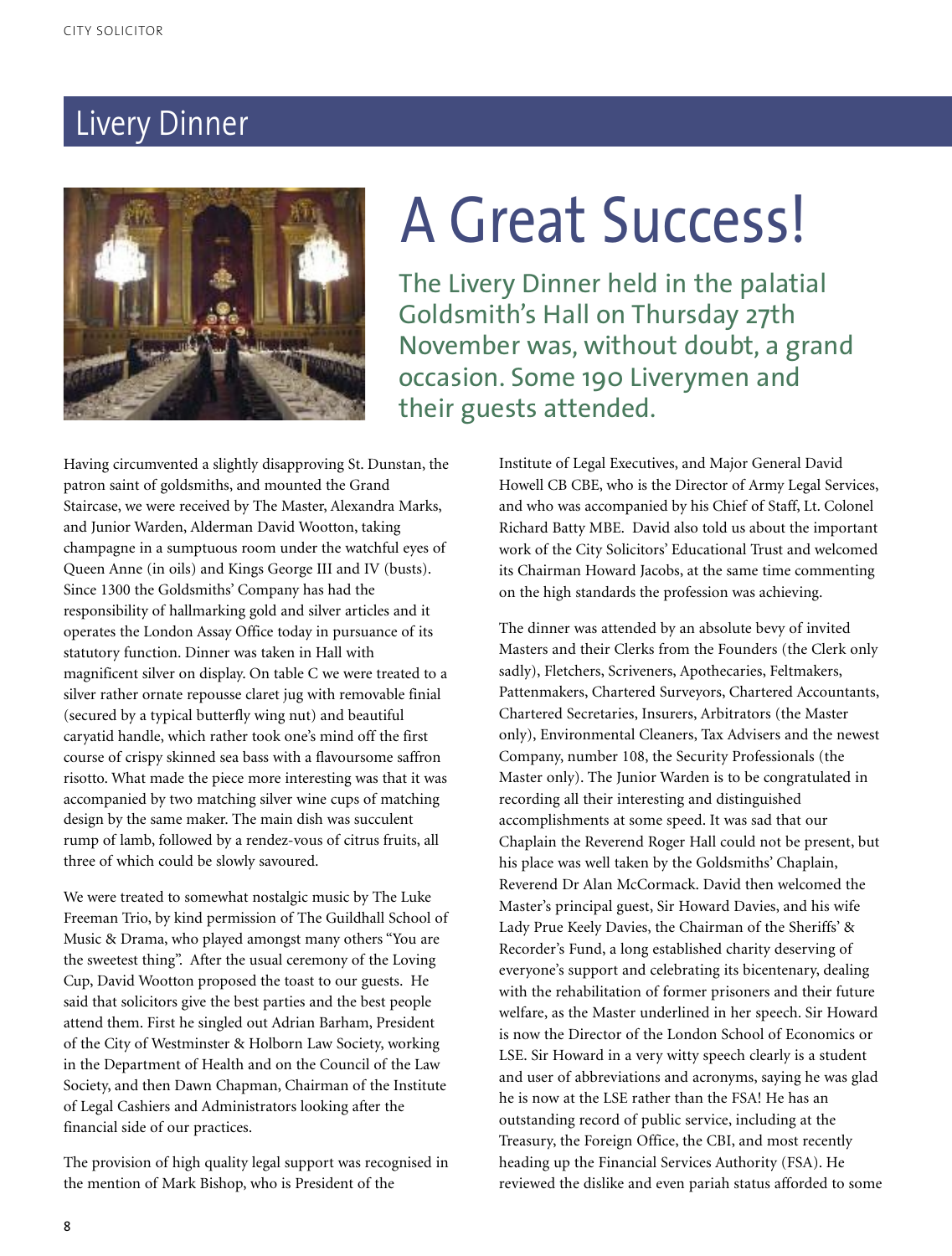## Livery Dinner

# A Great Success!

**The Livery Dinner held in the palatial Goldsmith's Hall on Thursday 27th November was, without doubt, a grand occasion. Some 190 Liverymen and their guests attended.**

Having circumvented a slightly disapproving St. Dunstan, the patron saint of goldsmiths, and mounted the Grand Staircase, we were received by The Master, Alexandra Marks, and Junior Warden, Alderman David Wootton, taking champagne in a sumptuous room under the watchful eyes of Queen Anne (in oils) and Kings George III and IV (busts). Since 1300 the Goldsmiths' Company has had the responsibility of hallmarking gold and silver articles and it operates the London Assay Office today in pursuance of its statutory function. Dinner was taken in Hall with magnificent silver on display. On table C we were treated to a silver rather ornate repousse claret jug with removable finial (secured by a typical butterfly wing nut) and beautiful caryatid handle, which rather took one's mind off the first course of crispy skinned sea bass with a flavoursome saffron risotto. What made the piece more interesting was that it was accompanied by two matching silver wine cups of matching design by the same maker. The main dish was succulent rump of lamb, followed by a rendez-vous of citrus fruits, all three of which could be slowly savoured.

We were treated to somewhat nostalgic music by The Luke Freeman Trio, by kind permission of The Guildhall School of Music & Drama, who played amongst many others "You are the sweetest thing". After the usual ceremony of the Loving Cup, David Wootton proposed the toast to our guests. He said that solicitors give the best parties and the best people attend them. First he singled out Adrian Barham, President of the City of Westminster & Holborn Law Society, working in the Department of Health and on the Council of the Law Society, and then Dawn Chapman, Chairman of the Institute of Legal Cashiers and Administrators looking after the financial side of our practices.

The provision of high quality legal support was recognised in the mention of Mark Bishop, who is President of the Institute of Legal Executives, and Major General David Howell CB CBE, who is the Director of Army Legal Services, and who was accompanied by his Chief of Staff, Lt. Colonel Richard Batty MBE. David also told us about the important work of the City Solicitors' Educational Trust and welcomed its Chairman Howard Jacobs, at the same time commenting on the high standards the profession was achieving.

The dinner was attended by an absolute bevy of invited Masters and their Clerks from the Founders (the Clerk only sadly), Fletchers, Scriveners, Apothecaries, Feltmakers, Pattenmakers, Chartered Surveyors, Chartered Accountants, Chartered Secretaries, Insurers, Arbitrators (the Master only), Environmental Cleaners, Tax Advisers and the newest Company, number 108, the Security Professionals (the Master only). The Junior Warden is to be congratulated in recording all their interesting and distinguished accomplishments at some speed. It was sad that our Chaplain the Reverend Roger Hall could not be present, but his place was well taken by the Goldsmiths' Chaplain, Reverend Dr Alan McCormack. David then welcomed the Master's principal guest, Sir Howard Davies, and his wife Lady Prue Keely Davies, the Chairman of the Sheriffs' & Recorder's Fund, a long established charity deserving of everyone's support and celebrating its bicentenary, dealing with the rehabilitation of former prisoners and their future welfare, as the Master underlined in her speech. Sir Howard is now the Director of the London School of Economics or LSE. Sir Howard in a very witty speech clearly is a student and user of abbreviations and acronyms, saying he was glad he is now at the LSE rather than the FSA! He has an outstanding record of public service, including at the Treasury, the Foreign Office, the CBI, and most recently heading up the Financial Services Authority (FSA). He reviewed the dislike and even pariah status afforded to some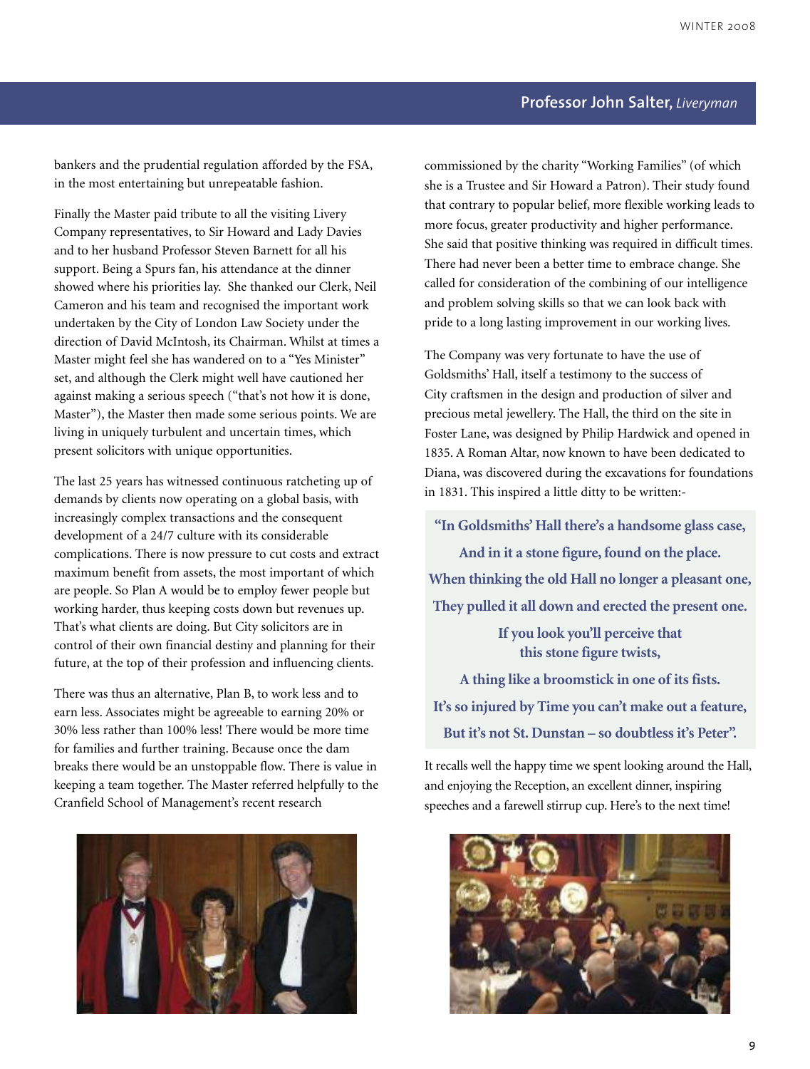## Professor John Salter, *Liveryman*

bankers and the prudential regulation afforded by the FSA, in the most entertaining but unrepeatable fashion.

Finally the Master paid tribute to all the visiting Livery Company representatives, to Sir Howard and Lady Davies and to her husband Professor Steven Barnett for all his support. Being a Spurs fan, his attendance at the dinner showed where his priorities lay. She thanked our Clerk, Neil Cameron and his team and recognised the important work undertaken by the City of London Law Society under the direction of David McIntosh, its Chairman. Whilst at times a Master might feel she has wandered on to a "Yes Minister" set, and although the Clerk might well have cautioned her against making a serious speech ("that's not how it is done, Master"), the Master then made some serious points. We are living in uniquely turbulent and uncertain times, which present solicitors with unique opportunities.

The last 25 years has witnessed continuous ratcheting up of demands by clients now operating on a global basis, with increasingly complex transactions and the consequent development of a 24/7 culture with its considerable complications. There is now pressure to cut costs and extract maximum benefit from assets, the most important of which are people. So Plan A would be to employ fewer people but working harder, thus keeping costs down but revenues up. That's what clients are doing. But City solicitors are in control of their own financial destiny and planning for their future, at the top of their profession and influencing clients.

There was thus an alternative, Plan B, to work less and to earn less. Associates might be agreeable to earning 20% or 30% less rather than 100% less! There would be more time for families and further training. Because once the dam breaks there would be an unstoppable flow. There is value in keeping a team together. The Master referred helpfully to the Cranfield School of Management's recent research commissioned by the charity "Working Families" (of which she is a Trustee and Sir Howard a Patron). Their study found that contrary to popular belief, more flexible working leads to more focus, greater productivity and higher performance. She said that positive thinking was required in difficult times. There had never been a better time to embrace change. She called for consideration of the combining of our intelligence and problem solving skills so that we can look back with pride to a long lasting improvement in our working lives.

The Company was very fortunate to have the use of Goldsmiths' Hall, itself a testimony to the success of City craftsmen in the design and production of silver and precious metal jewellery. The Hall, the third on the site in Foster Lane, was designed by Philip Hardwick and opened in 1835. A Roman Altar, now known to have been dedicated to Diana, was discovered during the excavations for foundations in 1831. This inspired a little ditty to be written:-

> **"In Goldsmiths' Hall there's a handsome glass case,**
> **And in it a stone figure, found on the place.**
> **When thinking the old Hall no longer a pleasant one,**
> **They pulled it all down and erected the present one.**
> **If you look you'll perceive that this stone figure twists,**
> **A thing like a broomstick in one of its fists.**
> **It's so injured by Time you can't make out a feature,**
> **But it's not St. Dunstan – so doubtless it's Peter".**

It recalls well the happy time we spent looking around the Hall, and enjoying the Reception, an excellent dinner, inspiring speeches and a farewell stirrup cup. Here's to the next time!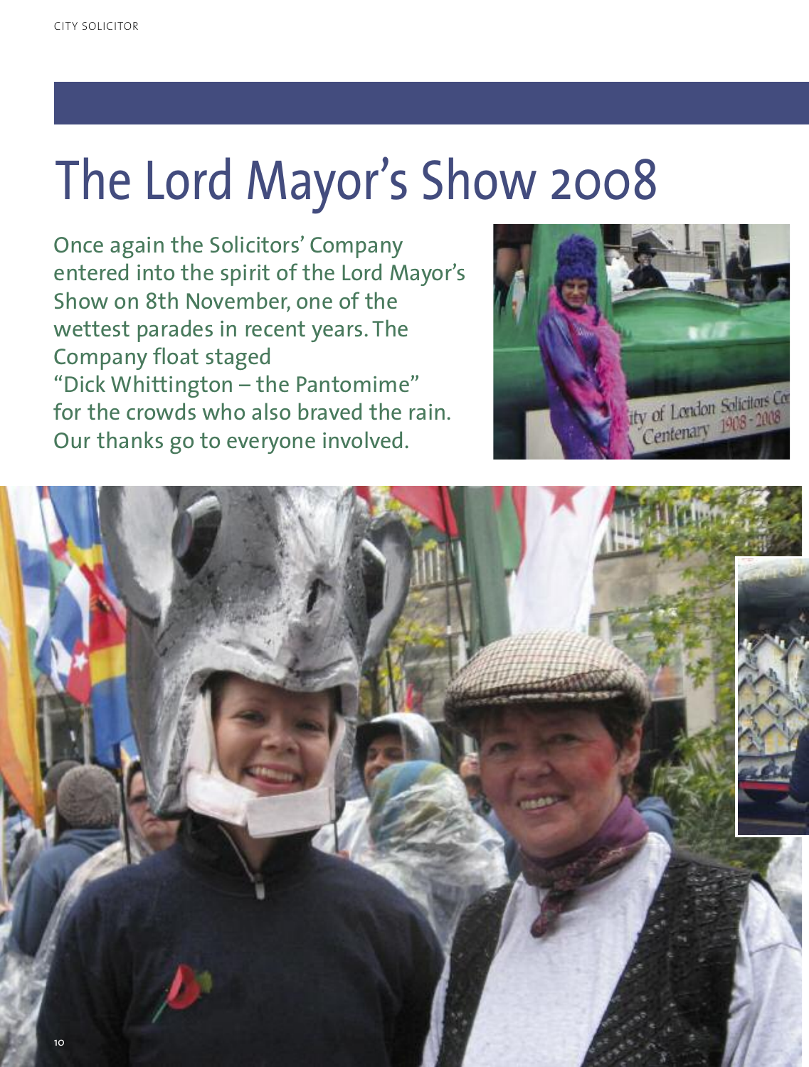# The Lord Mayor's Show 2008

Once again the Solicitors' Company entered into the spirit of the Lord Mayor's Show on 8th November, one of the wettest parades in recent years. The Company float staged "Dick Whittington – the Pantomime" for the crowds who also braved the rain. Our thanks go to everyone involved.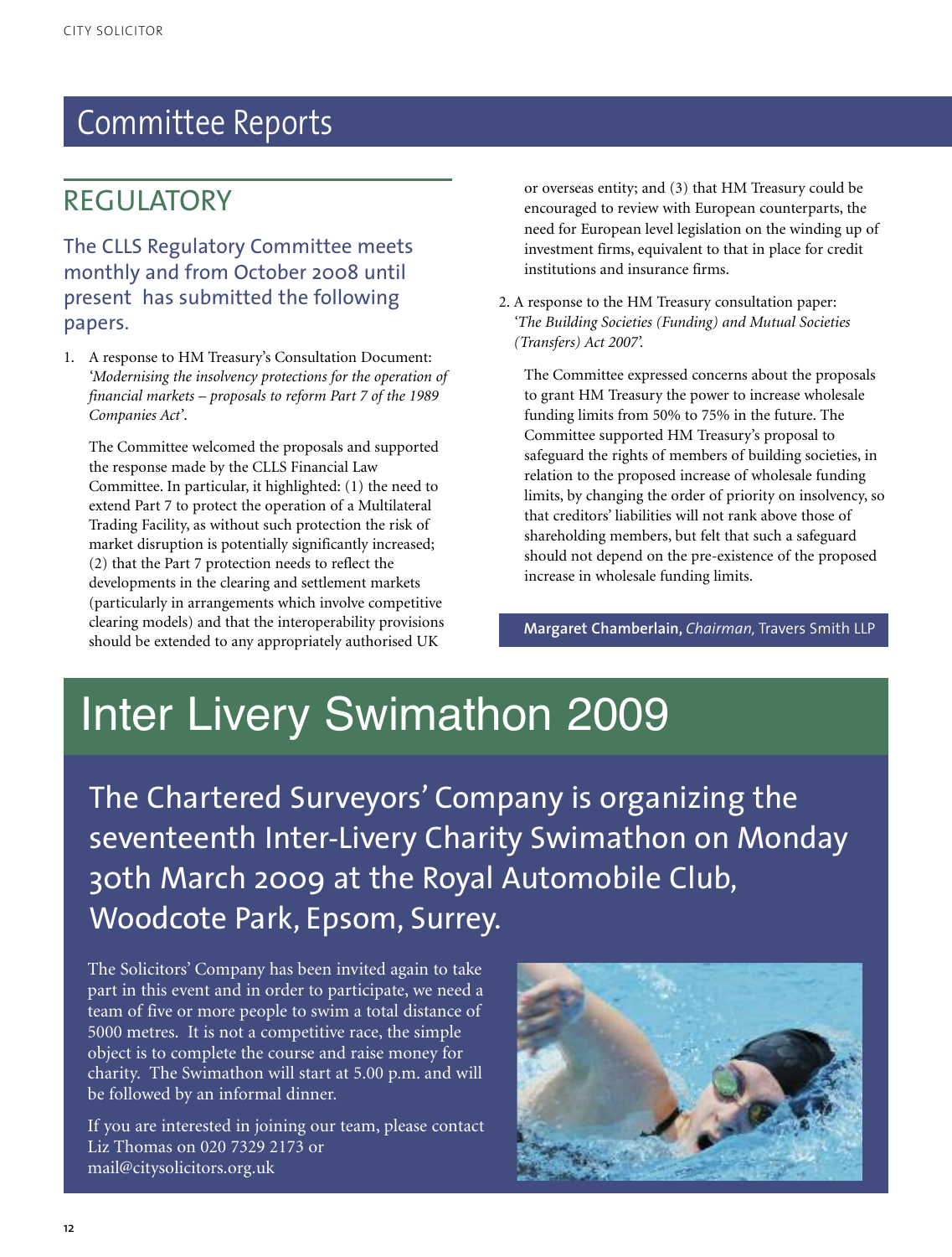# Committee Reports

## REGULATORY

### The CLLS Regulatory Committee meets monthly and from October 2008 until present has submitted the following papers.

1. A response to HM Treasury's Consultation Document: *'Modernising the insolvency protections for the operation of financial markets – proposals to reform Part 7 of the 1989 Companies Act'*.

   The Committee welcomed the proposals and supported the response made by the CLLS Financial Law Committee. In particular, it highlighted: (1) the need to extend Part 7 to protect the operation of a Multilateral Trading Facility, as without such protection the risk of market disruption is potentially significantly increased; (2) that the Part 7 protection needs to reflect the developments in the clearing and settlement markets (particularly in arrangements which involve competitive clearing models) and that the interoperability provisions should be extended to any appropriately authorised UK or overseas entity; and (3) that HM Treasury could be encouraged to review with European counterparts, the need for European level legislation on the winding up of investment firms, equivalent to that in place for credit institutions and insurance firms.

2. A response to the HM Treasury consultation paper: *'The Building Societies (Funding) and Mutual Societies (Transfers) Act 2007'.*

   The Committee expressed concerns about the proposals to grant HM Treasury the power to increase wholesale funding limits from 50% to 75% in the future. The Committee supported HM Treasury's proposal to safeguard the rights of members of building societies, in relation to the proposed increase of wholesale funding limits, by changing the order of priority on insolvency, so that creditors' liabilities will not rank above those of shareholding members, but felt that such a safeguard should not depend on the pre-existence of the proposed increase in wholesale funding limits.

**Margaret Chamberlain,** *Chairman,* Travers Smith LLP

# Inter Livery Swimathon 2009

## The Chartered Surveyors' Company is organizing the seventeenth Inter-Livery Charity Swimathon on Monday 30th March 2009 at the Royal Automobile Club, Woodcote Park, Epsom, Surrey.

The Solicitors' Company has been invited again to take part in this event and in order to participate, we need a team of five or more people to swim a total distance of 5000 metres. It is not a competitive race, the simple object is to complete the course and raise money for charity. The Swimathon will start at 5.00 p.m. and will be followed by an informal dinner.

If you are interested in joining our team, please contact Liz Thomas on 020 7329 2173 or mail@citysolicitors.org.uk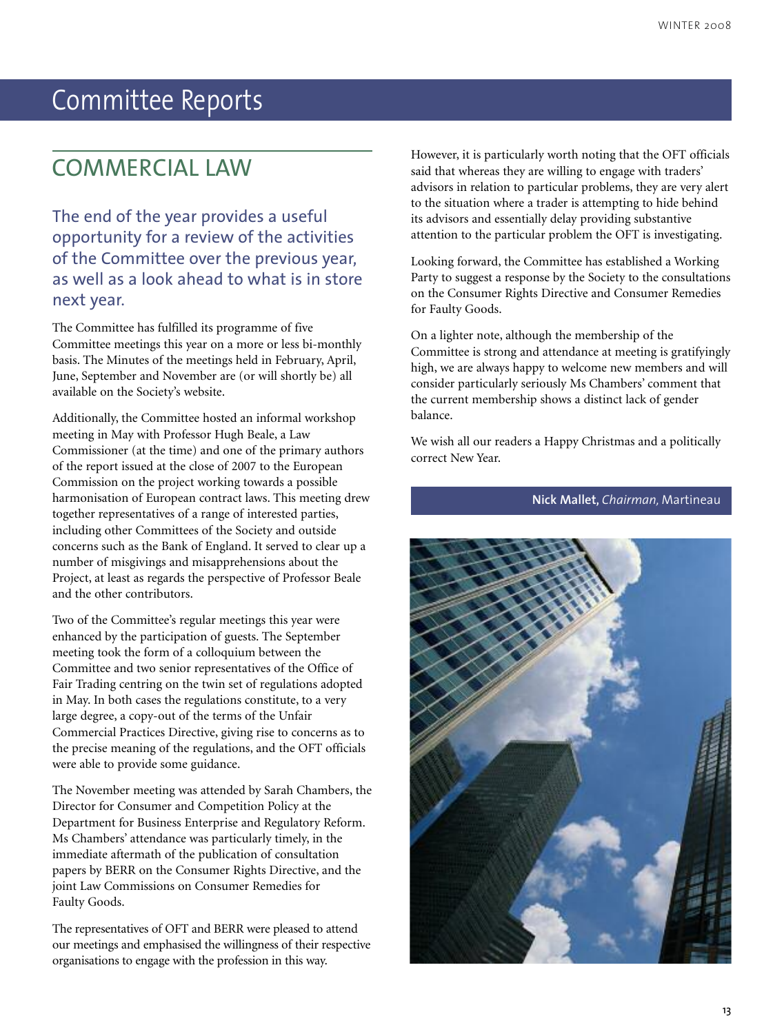# Committee Reports

## COMMERCIAL LAW

### The end of the year provides a useful opportunity for a review of the activities of the Committee over the previous year, as well as a look ahead to what is in store next year.

The Committee has fulfilled its programme of five Committee meetings this year on a more or less bi-monthly basis. The Minutes of the meetings held in February, April, June, September and November are (or will shortly be) all available on the Society's website.

Additionally, the Committee hosted an informal workshop meeting in May with Professor Hugh Beale, a Law Commissioner (at the time) and one of the primary authors of the report issued at the close of 2007 to the European Commission on the project working towards a possible harmonisation of European contract laws. This meeting drew together representatives of a range of interested parties, including other Committees of the Society and outside concerns such as the Bank of England. It served to clear up a number of misgivings and misapprehensions about the Project, at least as regards the perspective of Professor Beale and the other contributors.

Two of the Committee's regular meetings this year were enhanced by the participation of guests. The September meeting took the form of a colloquium between the Committee and two senior representatives of the Office of Fair Trading centring on the twin set of regulations adopted in May. In both cases the regulations constitute, to a very large degree, a copy-out of the terms of the Unfair Commercial Practices Directive, giving rise to concerns as to the precise meaning of the regulations, and the OFT officials were able to provide some guidance.

The November meeting was attended by Sarah Chambers, the Director for Consumer and Competition Policy at the Department for Business Enterprise and Regulatory Reform. Ms Chambers' attendance was particularly timely, in the immediate aftermath of the publication of consultation papers by BERR on the Consumer Rights Directive, and the joint Law Commissions on Consumer Remedies for Faulty Goods.

The representatives of OFT and BERR were pleased to attend our meetings and emphasised the willingness of their respective organisations to engage with the profession in this way.

However, it is particularly worth noting that the OFT officials said that whereas they are willing to engage with traders' advisors in relation to particular problems, they are very alert to the situation where a trader is attempting to hide behind its advisors and essentially delay providing substantive attention to the particular problem the OFT is investigating.

Looking forward, the Committee has established a Working Party to suggest a response by the Society to the consultations on the Consumer Rights Directive and Consumer Remedies for Faulty Goods.

On a lighter note, although the membership of the Committee is strong and attendance at meeting is gratifyingly high, we are always happy to welcome new members and will consider particularly seriously Ms Chambers' comment that the current membership shows a distinct lack of gender balance.

We wish all our readers a Happy Christmas and a politically correct New Year.

**Nick Mallet,** *Chairman,* Martineau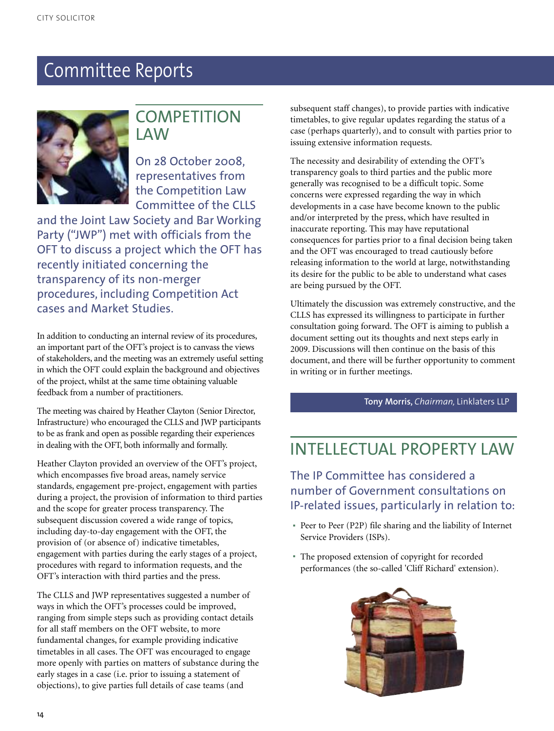# Committee Reports

## COMPETITION LAW

### On 28 October 2008, representatives from the Competition Law Committee of the CLLS and the Joint Law Society and Bar Working Party ("JWP") met with officials from the OFT to discuss a project which the OFT has recently initiated concerning the transparency of its non-merger procedures, including Competition Act cases and Market Studies.

In addition to conducting an internal review of its procedures, an important part of the OFT's project is to canvass the views of stakeholders, and the meeting was an extremely useful setting in which the OFT could explain the background and objectives of the project, whilst at the same time obtaining valuable feedback from a number of practitioners.

The meeting was chaired by Heather Clayton (Senior Director, Infrastructure) who encouraged the CLLS and JWP participants to be as frank and open as possible regarding their experiences in dealing with the OFT, both informally and formally.

Heather Clayton provided an overview of the OFT's project, which encompasses five broad areas, namely service standards, engagement pre-project, engagement with parties during a project, the provision of information to third parties and the scope for greater process transparency. The subsequent discussion covered a wide range of topics, including day-to-day engagement with the OFT, the provision of (or absence of) indicative timetables, engagement with parties during the early stages of a project, procedures with regard to information requests, and the OFT's interaction with third parties and the press.

The CLLS and JWP representatives suggested a number of ways in which the OFT's processes could be improved, ranging from simple steps such as providing contact details for all staff members on the OFT website, to more fundamental changes, for example providing indicative timetables in all cases. The OFT was encouraged to engage more openly with parties on matters of substance during the early stages in a case (i.e. prior to issuing a statement of objections), to give parties full details of case teams (and subsequent staff changes), to provide parties with indicative timetables, to give regular updates regarding the status of a case (perhaps quarterly), and to consult with parties prior to issuing extensive information requests.

The necessity and desirability of extending the OFT's transparency goals to third parties and the public more generally was recognised to be a difficult topic. Some concerns were expressed regarding the way in which developments in a case have become known to the public and/or interpreted by the press, which have resulted in inaccurate reporting. This may have reputational consequences for parties prior to a final decision being taken and the OFT was encouraged to tread cautiously before releasing information to the world at large, notwithstanding its desire for the public to be able to understand what cases are being pursued by the OFT.

Ultimately the discussion was extremely constructive, and the CLLS has expressed its willingness to participate in further consultation going forward. The OFT is aiming to publish a document setting out its thoughts and next steps early in 2009. Discussions will then continue on the basis of this document, and there will be further opportunity to comment in writing or in further meetings.

**Tony Morris,** *Chairman,* Linklaters LLP

## INTELLECTUAL PROPERTY LAW

### The IP Committee has considered a number of Government consultations on IP-related issues, particularly in relation to:

- Peer to Peer (P2P) file sharing and the liability of Internet Service Providers (ISPs).
- The proposed extension of copyright for recorded performances (the so-called 'Cliff Richard' extension).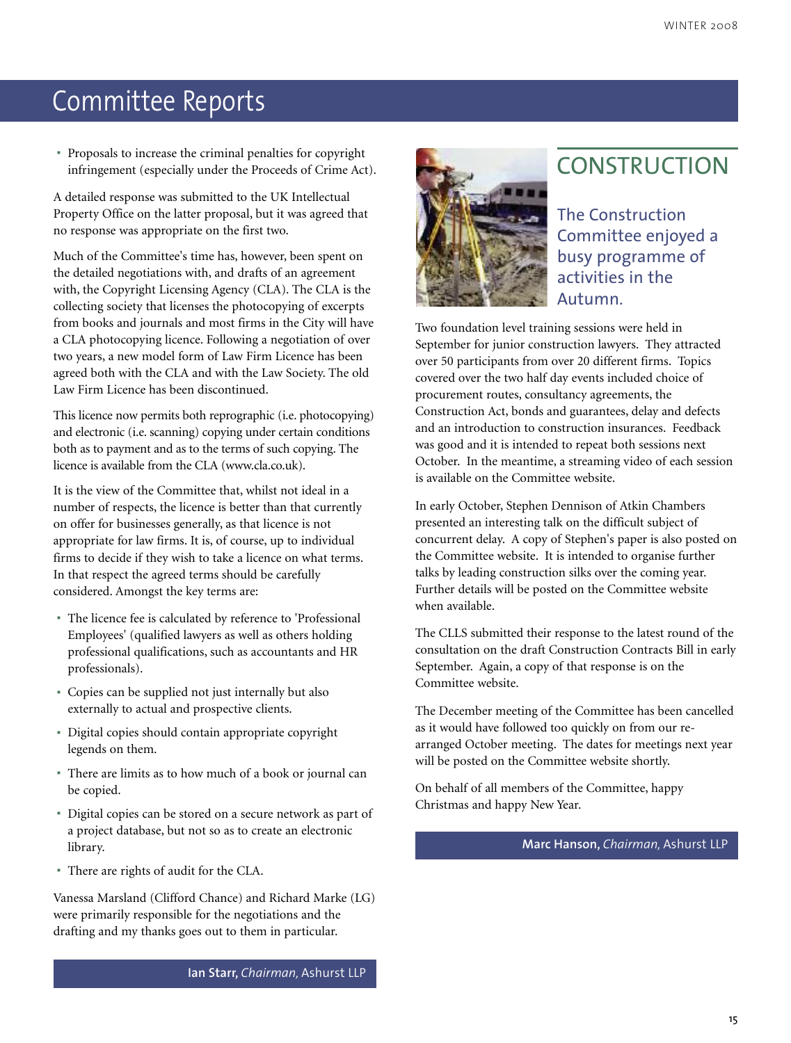# Committee Reports

- Proposals to increase the criminal penalties for copyright infringement (especially under the Proceeds of Crime Act).

A detailed response was submitted to the UK Intellectual Property Office on the latter proposal, but it was agreed that no response was appropriate on the first two.

Much of the Committee's time has, however, been spent on the detailed negotiations with, and drafts of an agreement with, the Copyright Licensing Agency (CLA). The CLA is the collecting society that licenses the photocopying of excerpts from books and journals and most firms in the City will have a CLA photocopying licence. Following a negotiation of over two years, a new model form of Law Firm Licence has been agreed both with the CLA and with the Law Society. The old Law Firm Licence has been discontinued.

This licence now permits both reprographic (i.e. photocopying) and electronic (i.e. scanning) copying under certain conditions both as to payment and as to the terms of such copying. The licence is available from the CLA (www.cla.co.uk).

It is the view of the Committee that, whilst not ideal in a number of respects, the licence is better than that currently on offer for businesses generally, as that licence is not appropriate for law firms. It is, of course, up to individual firms to decide if they wish to take a licence on what terms. In that respect the agreed terms should be carefully considered. Amongst the key terms are:

- The licence fee is calculated by reference to 'Professional Employees' (qualified lawyers as well as others holding professional qualifications, such as accountants and HR professionals).
- Copies can be supplied not just internally but also externally to actual and prospective clients.
- Digital copies should contain appropriate copyright legends on them.
- There are limits as to how much of a book or journal can be copied.
- Digital copies can be stored on a secure network as part of a project database, but not so as to create an electronic library.
- There are rights of audit for the CLA.

Vanessa Marsland (Clifford Chance) and Richard Marke (LG) were primarily responsible for the negotiations and the drafting and my thanks goes out to them in particular.

**Ian Starr,** *Chairman,* Ashurst LLP

## CONSTRUCTION

### The Construction Committee enjoyed a busy programme of activities in the Autumn.

Two foundation level training sessions were held in September for junior construction lawyers. They attracted over 50 participants from over 20 different firms. Topics covered over the two half day events included choice of procurement routes, consultancy agreements, the Construction Act, bonds and guarantees, delay and defects and an introduction to construction insurances. Feedback was good and it is intended to repeat both sessions next October. In the meantime, a streaming video of each session is available on the Committee website.

In early October, Stephen Dennison of Atkin Chambers presented an interesting talk on the difficult subject of concurrent delay. A copy of Stephen's paper is also posted on the Committee website. It is intended to organise further talks by leading construction silks over the coming year. Further details will be posted on the Committee website when available.

The CLLS submitted their response to the latest round of the consultation on the draft Construction Contracts Bill in early September. Again, a copy of that response is on the Committee website.

The December meeting of the Committee has been cancelled as it would have followed too quickly on from our re-arranged October meeting. The dates for meetings next year will be posted on the Committee website shortly.

On behalf of all members of the Committee, happy Christmas and happy New Year.

**Marc Hanson,** *Chairman,* Ashurst LLP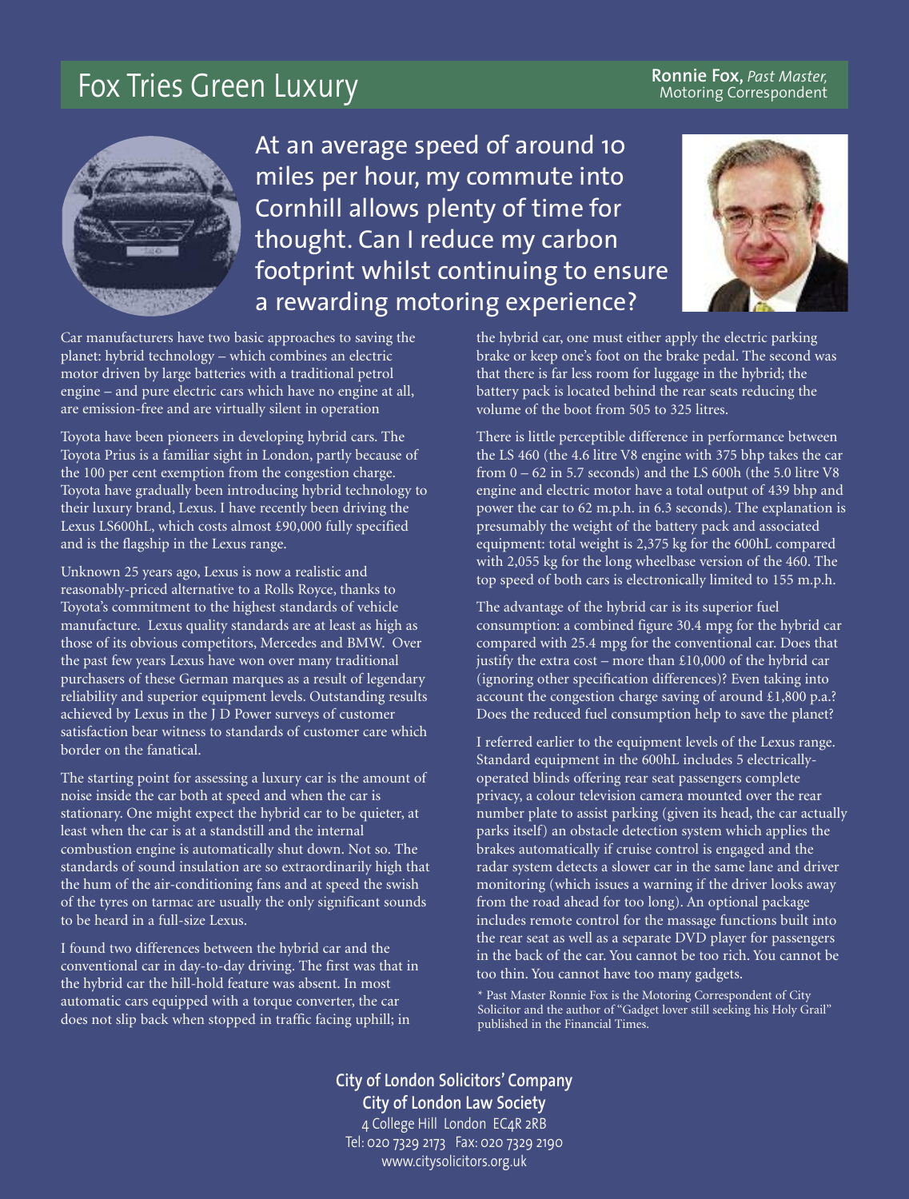# Fox Tries Green Luxury

**Ronnie Fox,** *Past Master,* Motoring Correspondent

## At an average speed of around 10 miles per hour, my commute into Cornhill allows plenty of time for thought. Can I reduce my carbon footprint whilst continuing to ensure a rewarding motoring experience?

Car manufacturers have two basic approaches to saving the planet: hybrid technology – which combines an electric motor driven by large batteries with a traditional petrol engine – and pure electric cars which have no engine at all, are emission-free and are virtually silent in operation

Toyota have been pioneers in developing hybrid cars. The Toyota Prius is a familiar sight in London, partly because of the 100 per cent exemption from the congestion charge. Toyota have gradually been introducing hybrid technology to their luxury brand, Lexus. I have recently been driving the Lexus LS600hL, which costs almost £90,000 fully specified and is the flagship in the Lexus range.

Unknown 25 years ago, Lexus is now a realistic and reasonably-priced alternative to a Rolls Royce, thanks to Toyota's commitment to the highest standards of vehicle manufacture. Lexus quality standards are at least as high as those of its obvious competitors, Mercedes and BMW. Over the past few years Lexus have won over many traditional purchasers of these German marques as a result of legendary reliability and superior equipment levels. Outstanding results achieved by Lexus in the J D Power surveys of customer satisfaction bear witness to standards of customer care which border on the fanatical.

The starting point for assessing a luxury car is the amount of noise inside the car both at speed and when the car is stationary. One might expect the hybrid car to be quieter, at least when the car is at a standstill and the internal combustion engine is automatically shut down. Not so. The standards of sound insulation are so extraordinarily high that the hum of the air-conditioning fans and at speed the swish of the tyres on tarmac are usually the only significant sounds to be heard in a full-size Lexus.

I found two differences between the hybrid car and the conventional car in day-to-day driving. The first was that in the hybrid car the hill-hold feature was absent. In most automatic cars equipped with a torque converter, the car does not slip back when stopped in traffic facing uphill; in the hybrid car, one must either apply the electric parking brake or keep one's foot on the brake pedal. The second was that there is far less room for luggage in the hybrid; the battery pack is located behind the rear seats reducing the volume of the boot from 505 to 325 litres.

There is little perceptible difference in performance between the LS 460 (the 4.6 litre V8 engine with 375 bhp takes the car from 0 – 62 in 5.7 seconds) and the LS 600h (the 5.0 litre V8 engine and electric motor have a total output of 439 bhp and power the car to 62 m.p.h. in 6.3 seconds). The explanation is presumably the weight of the battery pack and associated equipment: total weight is 2,375 kg for the 600hL compared with 2,055 kg for the long wheelbase version of the 460. The top speed of both cars is electronically limited to 155 m.p.h.

The advantage of the hybrid car is its superior fuel consumption: a combined figure 30.4 mpg for the hybrid car compared with 25.4 mpg for the conventional car. Does that justify the extra cost – more than £10,000 of the hybrid car (ignoring other specification differences)? Even taking into account the congestion charge saving of around £1,800 p.a.? Does the reduced fuel consumption help to save the planet?

I referred earlier to the equipment levels of the Lexus range. Standard equipment in the 600hL includes 5 electrically-operated blinds offering rear seat passengers complete privacy, a colour television camera mounted over the rear number plate to assist parking (given its head, the car actually parks itself) an obstacle detection system which applies the brakes automatically if cruise control is engaged and the radar system detects a slower car in the same lane and driver monitoring (which issues a warning if the driver looks away from the road ahead for too long). An optional package includes remote control for the massage functions built into the rear seat as well as a separate DVD player for passengers in the back of the car. You cannot be too rich. You cannot be too thin. You cannot have too many gadgets.

\* Past Master Ronnie Fox is the Motoring Correspondent of City Solicitor and the author of "Gadget lover still seeking his Holy Grail" published in the Financial Times.

**City of London Solicitors' Company**
**City of London Law Society**
4 College Hill London EC4R 2RB
Tel: 020 7329 2173 Fax: 020 7329 2190
www.citysolicitors.org.uk